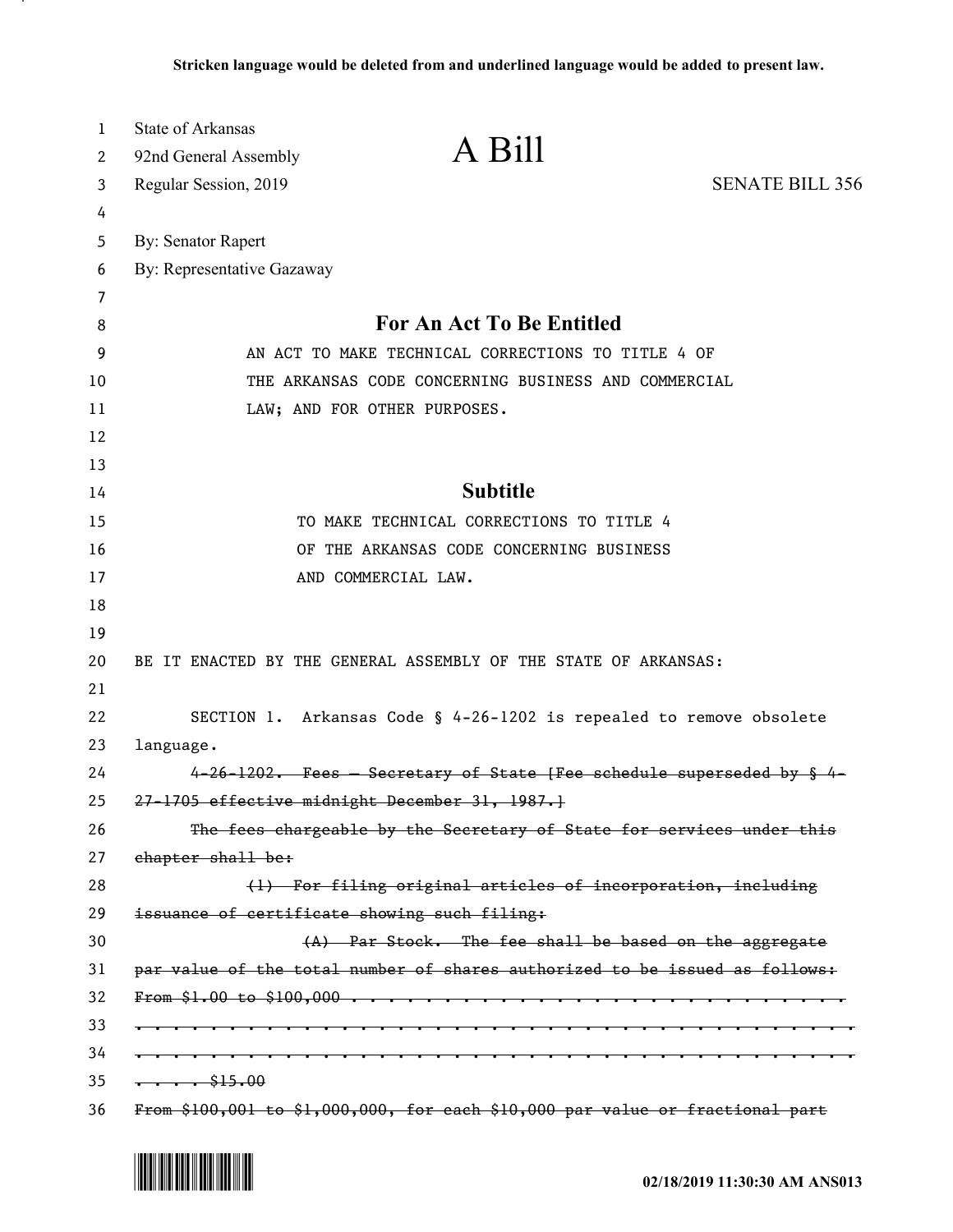**Stricken language would be deleted from and underlined language would be added to present law.**

State of Arkansas
92nd General Assembly
Regular Session, 2019

# A Bill

SENATE BILL 356

By: Senator Rapert
By: Representative Gazaway

## For An Act To Be Entitled

AN ACT TO MAKE TECHNICAL CORRECTIONS TO TITLE 4 OF THE ARKANSAS CODE CONCERNING BUSINESS AND COMMERCIAL LAW; AND FOR OTHER PURPOSES.

## Subtitle

TO MAKE TECHNICAL CORRECTIONS TO TITLE 4 OF THE ARKANSAS CODE CONCERNING BUSINESS AND COMMERCIAL LAW.

BE IT ENACTED BY THE GENERAL ASSEMBLY OF THE STATE OF ARKANSAS:

SECTION 1. Arkansas Code § 4-26-1202 is repealed to remove obsolete language.

~~4-26-1202. Fees — Secretary of State [Fee schedule superseded by § 4-27-1705 effective midnight December 31, 1987.]~~

~~The fees chargeable by the Secretary of State for services under this chapter shall be:~~

~~(1) For filing original articles of incorporation, including issuance of certificate showing such filing:~~

~~(A) Par Stock. The fee shall be based on the aggregate par value of the total number of shares authorized to be issued as follows:~~

~~From $1.00 to $100,000 . . . . . . . . . . . . . . . . . . . . . . . . . . . . . . . . . . . . . . . . . . . . . . . . . . . . . . . . . . . . . . . . . . . . . . . . . . . . . . . . . . . . . . . . . . . . . . . . . . . . . . . . . . . . . . . . . . . . . . . . . . . . . . . . . . . $15.00~~

~~From $100,001 to $1,000,000, for each $10,000 par value or fractional part~~

02/18/2019 11:30:30 AM ANS013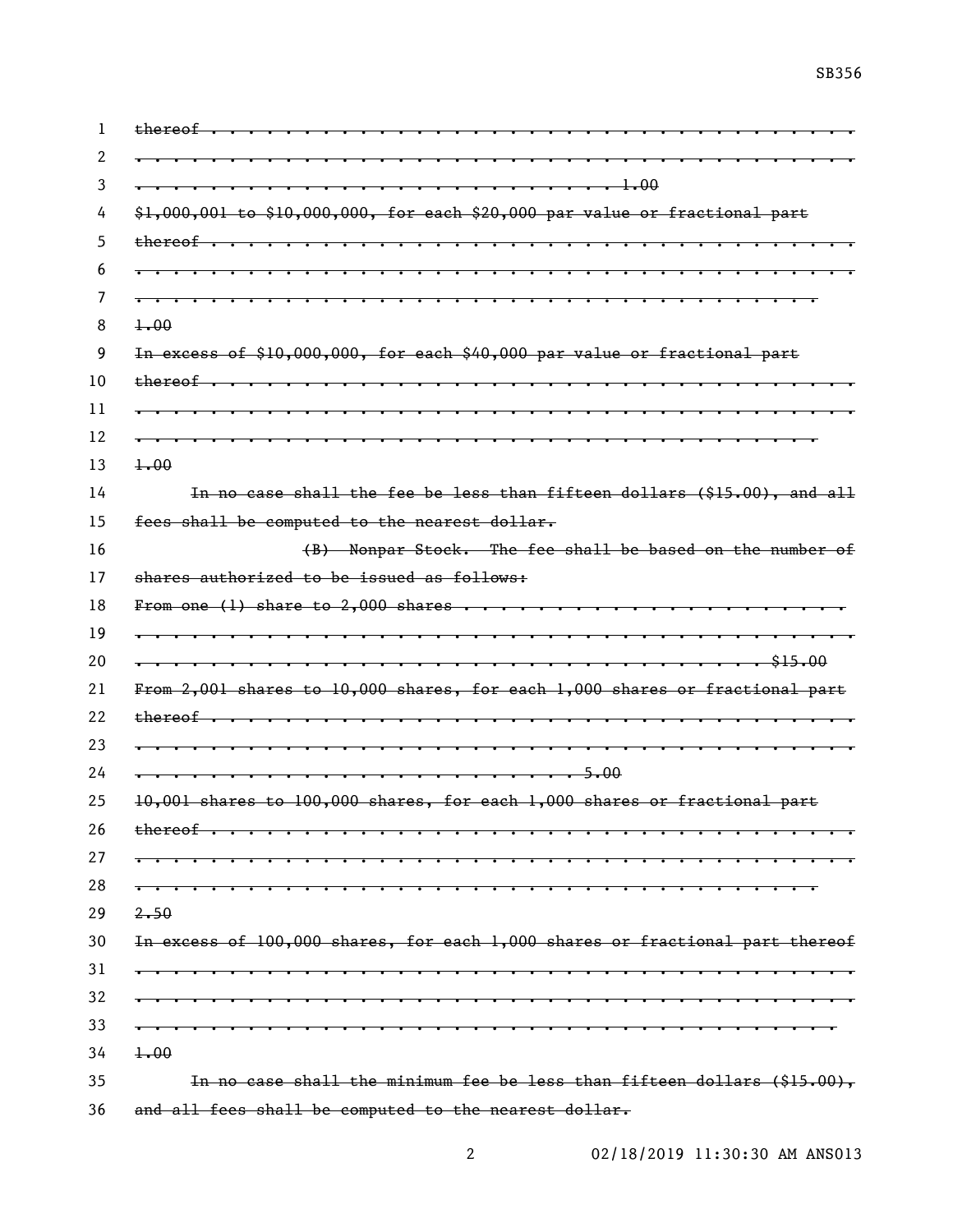~~thereof . . . . . . . . . . . . . . . . . . . . . . . . . . . . . . . . . . . . . . . . . . . . . . . . . . . . . . . . . . . . . . . . . . . . . . . . . . . . . . . . . . . . . . . . . . . . . . . . . . . . . . . . . . . . . . . . 1.00~~

~~$1,000,001 to $10,000,000, for each $20,000 par value or fractional part thereof . . . . . . . . . . . . . . . . . . . . . . . . . . . . . . . . . . . . . . . . . . . . . . . . . . . . . . . . . . . . . . . . . . . . . . . . . . . . . . . . . . . . . . . . . . . . . . . . . . . . . . . . . . . . . . . . . . . . . . . . . . . . . . . 1.00~~

~~In excess of $10,000,000, for each $40,000 par value or fractional part thereof . . . . . . . . . . . . . . . . . . . . . . . . . . . . . . . . . . . . . . . . . . . . . . . . . . . . . . . . . . . . . . . . . . . . . . . . . . . . . . . . . . . . . . . . . . . . . . . . . . . . . . . . . . . . . . . . . . . . . . . . . . . . . . . 1.00~~

~~In no case shall the fee be less than fifteen dollars ($15.00), and all fees shall be computed to the nearest dollar.~~

~~(B) Nonpar Stock. The fee shall be based on the number of shares authorized to be issued as follows:~~

~~From one (1) share to 2,000 shares . . . . . . . . . . . . . . . . . . . . . . . . . . . . . . . . . . . . . . . . . . . . . . . . . . . . . . . . . . . . . . . . . . . . . . . . . . . . . . . . . . . . . . . . . . . . . . . . . . $15.00~~

~~From 2,001 shares to 10,000 shares, for each 1,000 shares or fractional part thereof . . . . . . . . . . . . . . . . . . . . . . . . . . . . . . . . . . . . . . . . . . . . . . . . . . . . . . . . . . . . . . . . . . . . . . . . . . . . . . . . . . . . . . . . . . . . . . . . . . 5.00~~

~~10,001 shares to 100,000 shares, for each 1,000 shares or fractional part thereof . . . . . . . . . . . . . . . . . . . . . . . . . . . . . . . . . . . . . . . . . . . . . . . . . . . . . . . . . . . . . . . . . . . . . . . . . . . . . . . . . . . . . . . . . . . . . . . . . . . . . . . . . . . . . . . . . . . . . . . . . . . . . . . 2.50~~

~~In excess of 100,000 shares, for each 1,000 shares or fractional part thereof . . . . . . . . . . . . . . . . . . . . . . . . . . . . . . . . . . . . . . . . . . . . . . . . . . . . . . . . . . . . . . . . . . . . . . . . . . . . . . . . . . . . . . . . . . . . . . . . . . . . . . . . . . . . . . . . . . . . . . . . . . . . . . . . . . . . . 1.00~~

~~In no case shall the minimum fee be less than fifteen dollars ($15.00), and all fees shall be computed to the nearest dollar.~~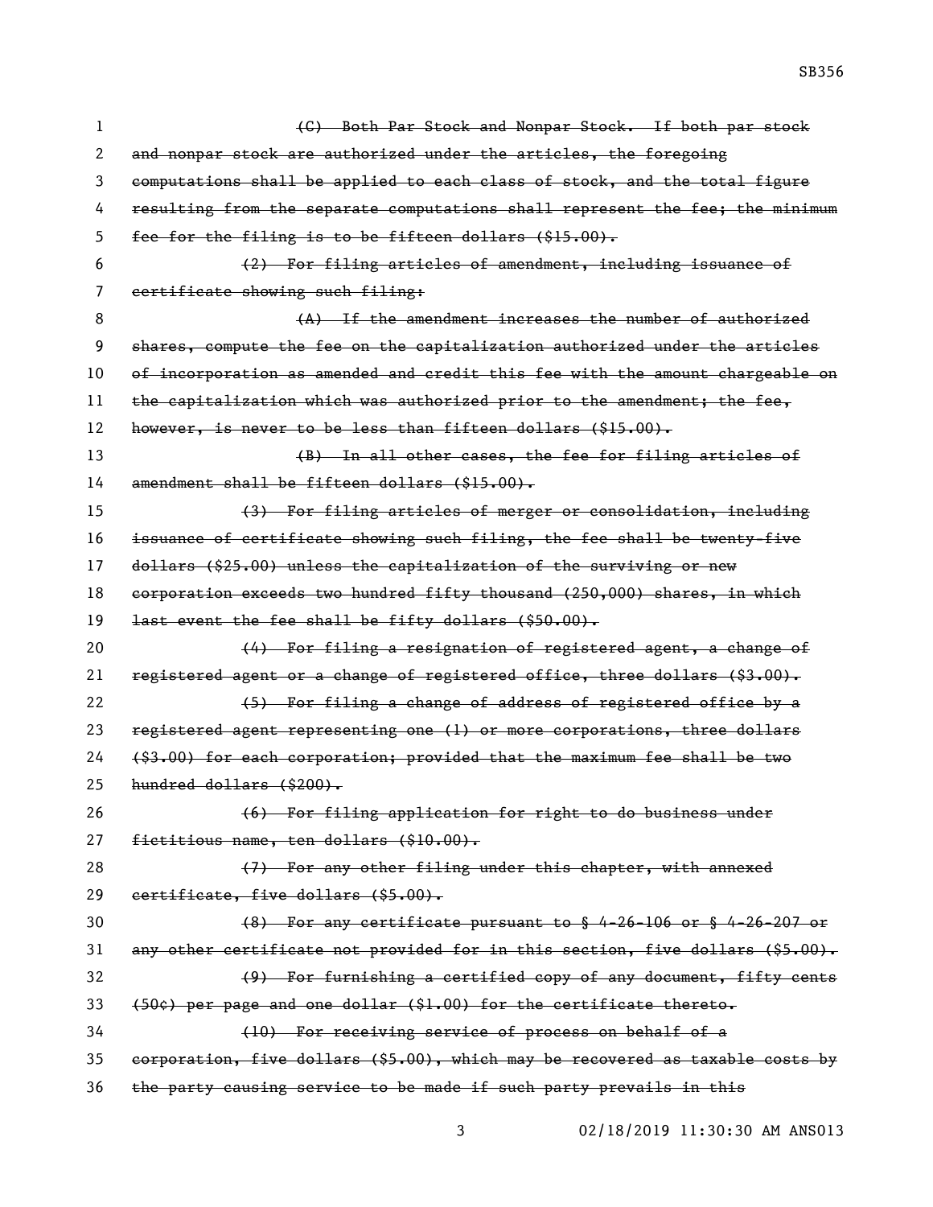~~(C) Both Par Stock and Nonpar Stock. If both par stock and nonpar stock are authorized under the articles, the foregoing computations shall be applied to each class of stock, and the total figure resulting from the separate computations shall represent the fee; the minimum fee for the filing is to be fifteen dollars ($15.00).~~

~~(2) For filing articles of amendment, including issuance of certificate showing such filing:~~

~~(A) If the amendment increases the number of authorized shares, compute the fee on the capitalization authorized under the articles of incorporation as amended and credit this fee with the amount chargeable on the capitalization which was authorized prior to the amendment; the fee, however, is never to be less than fifteen dollars ($15.00).~~

~~(B) In all other cases, the fee for filing articles of amendment shall be fifteen dollars ($15.00).~~

~~(3) For filing articles of merger or consolidation, including issuance of certificate showing such filing, the fee shall be twenty-five dollars ($25.00) unless the capitalization of the surviving or new corporation exceeds two hundred fifty thousand (250,000) shares, in which last event the fee shall be fifty dollars ($50.00).~~

~~(4) For filing a resignation of registered agent, a change of registered agent or a change of registered office, three dollars ($3.00).~~

~~(5) For filing a change of address of registered office by a registered agent representing one (1) or more corporations, three dollars ($3.00) for each corporation; provided that the maximum fee shall be two hundred dollars ($200).~~

~~(6) For filing application for right to do business under fictitious name, ten dollars ($10.00).~~

~~(7) For any other filing under this chapter, with annexed certificate, five dollars ($5.00).~~

~~(8) For any certificate pursuant to § 4-26-106 or § 4-26-207 or any other certificate not provided for in this section, five dollars ($5.00).~~

~~(9) For furnishing a certified copy of any document, fifty cents (50¢) per page and one dollar ($1.00) for the certificate thereto.~~

~~(10) For receiving service of process on behalf of a corporation, five dollars ($5.00), which may be recovered as taxable costs by the party causing service to be made if such party prevails in this~~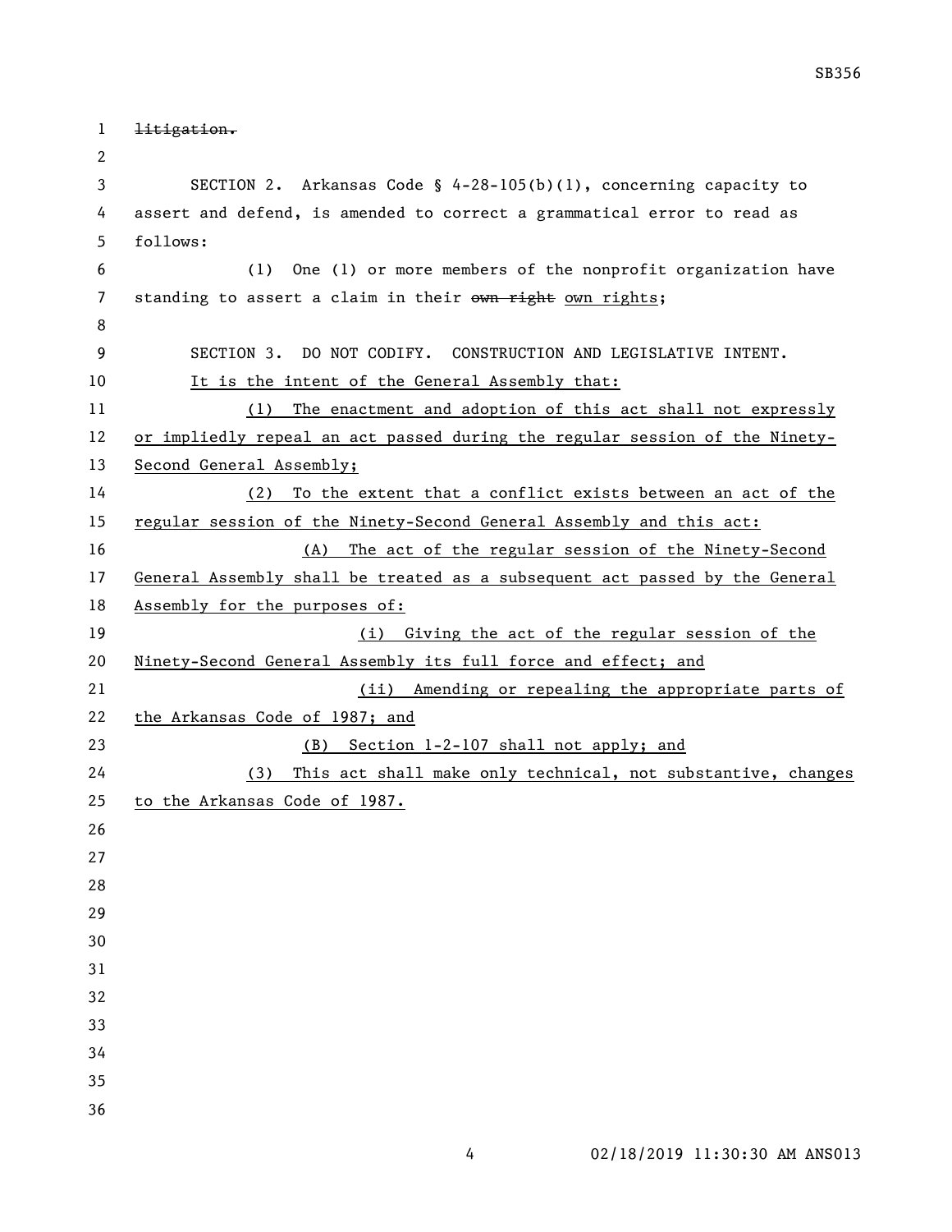~~litigation.~~

SECTION 2. Arkansas Code § 4-28-105(b)(1), concerning capacity to assert and defend, is amended to correct a grammatical error to read as follows:

(1) One (1) or more members of the nonprofit organization have standing to assert a claim in their ~~own right~~ <u>own rights</u>;

SECTION 3. DO NOT CODIFY. CONSTRUCTION AND LEGISLATIVE INTENT.

<u>It is the intent of the General Assembly that:</u>

<u>(1) The enactment and adoption of this act shall not expressly or impliedly repeal an act passed during the regular session of the Ninety-Second General Assembly;</u>

<u>(2) To the extent that a conflict exists between an act of the regular session of the Ninety-Second General Assembly and this act:</u>

<u>(A) The act of the regular session of the Ninety-Second General Assembly shall be treated as a subsequent act passed by the General Assembly for the purposes of:</u>

<u>(i) Giving the act of the regular session of the Ninety-Second General Assembly its full force and effect; and</u>

<u>(ii) Amending or repealing the appropriate parts of the Arkansas Code of 1987; and</u>

<u>(B) Section 1-2-107 shall not apply; and</u>

<u>(3) This act shall make only technical, not substantive, changes to the Arkansas Code of 1987.</u>